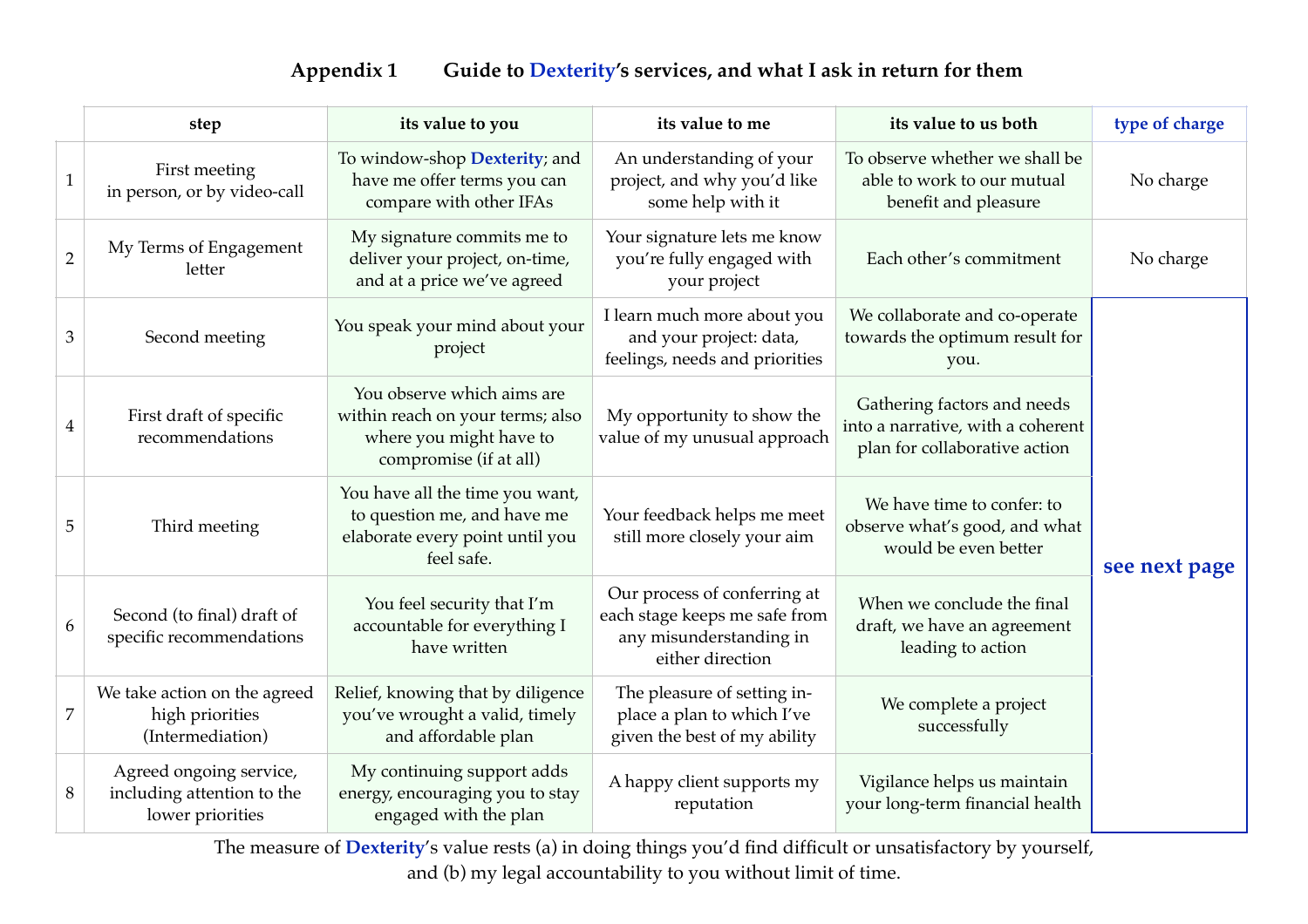## Appendix 1 Guide to **Dexterity**'s services, and what I ask in return for them

| | step | its value to you | its value to me | its value to us both | type of charge |
|---|---|---|---|---|---|
| 1 | First meeting in person, or by video-call | To window-shop **Dexterity**; and have me offer terms you can compare with other IFAs | An understanding of your project, and why you'd like some help with it | To observe whether we shall be able to work to our mutual benefit and pleasure | No charge |
| 2 | My Terms of Engagement letter | My signature commits me to deliver your project, on-time, and at a price we've agreed | Your signature lets me know you're fully engaged with your project | Each other's commitment | No charge |
| 3 | Second meeting | You speak your mind about your project | I learn much more about you and your project: data, feelings, needs and priorities | We collaborate and co-operate towards the optimum result for you. | **see next page** |
| 4 | First draft of specific recommendations | You observe which aims are within reach on your terms; also where you might have to compromise (if at all) | My opportunity to show the value of my unusual approach | Gathering factors and needs into a narrative, with a coherent plan for collaborative action | |
| 5 | Third meeting | You have all the time you want, to question me, and have me elaborate every point until you feel safe. | Your feedback helps me meet still more closely your aim | We have time to confer: to observe what's good, and what would be even better | |
| 6 | Second (to final) draft of specific recommendations | You feel security that I'm accountable for everything I have written | Our process of conferring at each stage keeps me safe from any misunderstanding in either direction | When we conclude the final draft, we have an agreement leading to action | |
| 7 | We take action on the agreed high priorities (Intermediation) | Relief, knowing that by diligence you've wrought a valid, timely and affordable plan | The pleasure of setting in-place a plan to which I've given the best of my ability | We complete a project successfully | |
| 8 | Agreed ongoing service, including attention to the lower priorities | My continuing support adds energy, encouraging you to stay engaged with the plan | A happy client supports my reputation | Vigilance helps us maintain your long-term financial health | |

The measure of **Dexterity**'s value rests (a) in doing things you'd find difficult or unsatisfactory by yourself, and (b) my legal accountability to you without limit of time.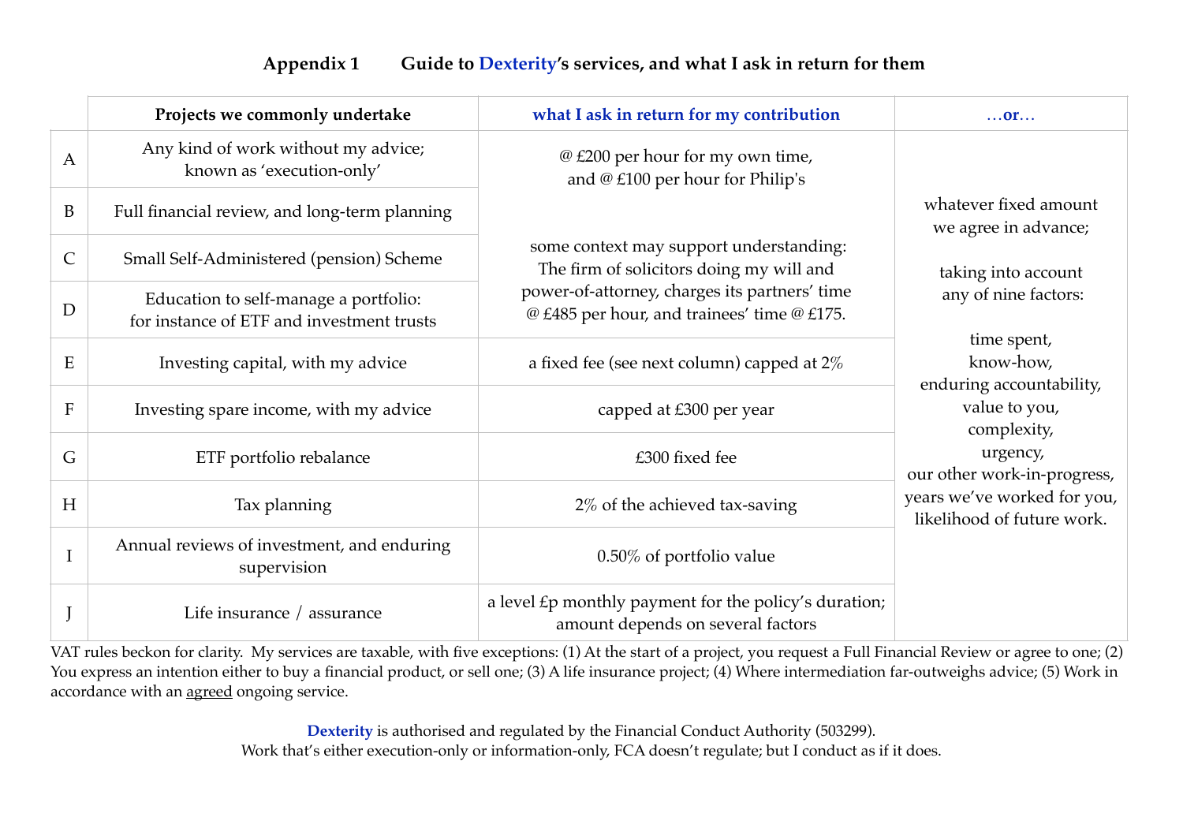## Appendix 1 Guide to Dexterity's services, and what I ask in return for them

| | Projects we commonly undertake | what I ask in return for my contribution | …or… |
|---|---|---|---|
| A | Any kind of work without my advice; known as 'execution-only' | @ £200 per hour for my own time, and @ £100 per hour for Philip's | whatever fixed amount we agree in advance; taking into account any of nine factors: time spent, know-how, enduring accountability, value to you, complexity, urgency, our other work-in-progress, years we've worked for you, likelihood of future work. |
| B | Full financial review, and long-term planning | | |
| C | Small Self-Administered (pension) Scheme | some context may support understanding: The firm of solicitors doing my will and power-of-attorney, charges its partners' time @ £485 per hour, and trainees' time @ £175. | |
| D | Education to self-manage a portfolio: for instance of ETF and investment trusts | | |
| E | Investing capital, with my advice | a fixed fee (see next column) capped at 2% | |
| F | Investing spare income, with my advice | capped at £300 per year | |
| G | ETF portfolio rebalance | £300 fixed fee | |
| H | Tax planning | 2% of the achieved tax-saving | |
| I | Annual reviews of investment, and enduring supervision | 0.50% of portfolio value | |
| J | Life insurance / assurance | a level £p monthly payment for the policy's duration; amount depends on several factors | |

VAT rules beckon for clarity. My services are taxable, with five exceptions: (1) At the start of a project, you request a Full Financial Review or agree to one; (2) You express an intention either to buy a financial product, or sell one; (3) A life insurance project; (4) Where intermediation far-outweighs advice; (5) Work in accordance with an agreed ongoing service.

Dexterity is authorised and regulated by the Financial Conduct Authority (503299).
Work that's either execution-only or information-only, FCA doesn't regulate; but I conduct as if it does.